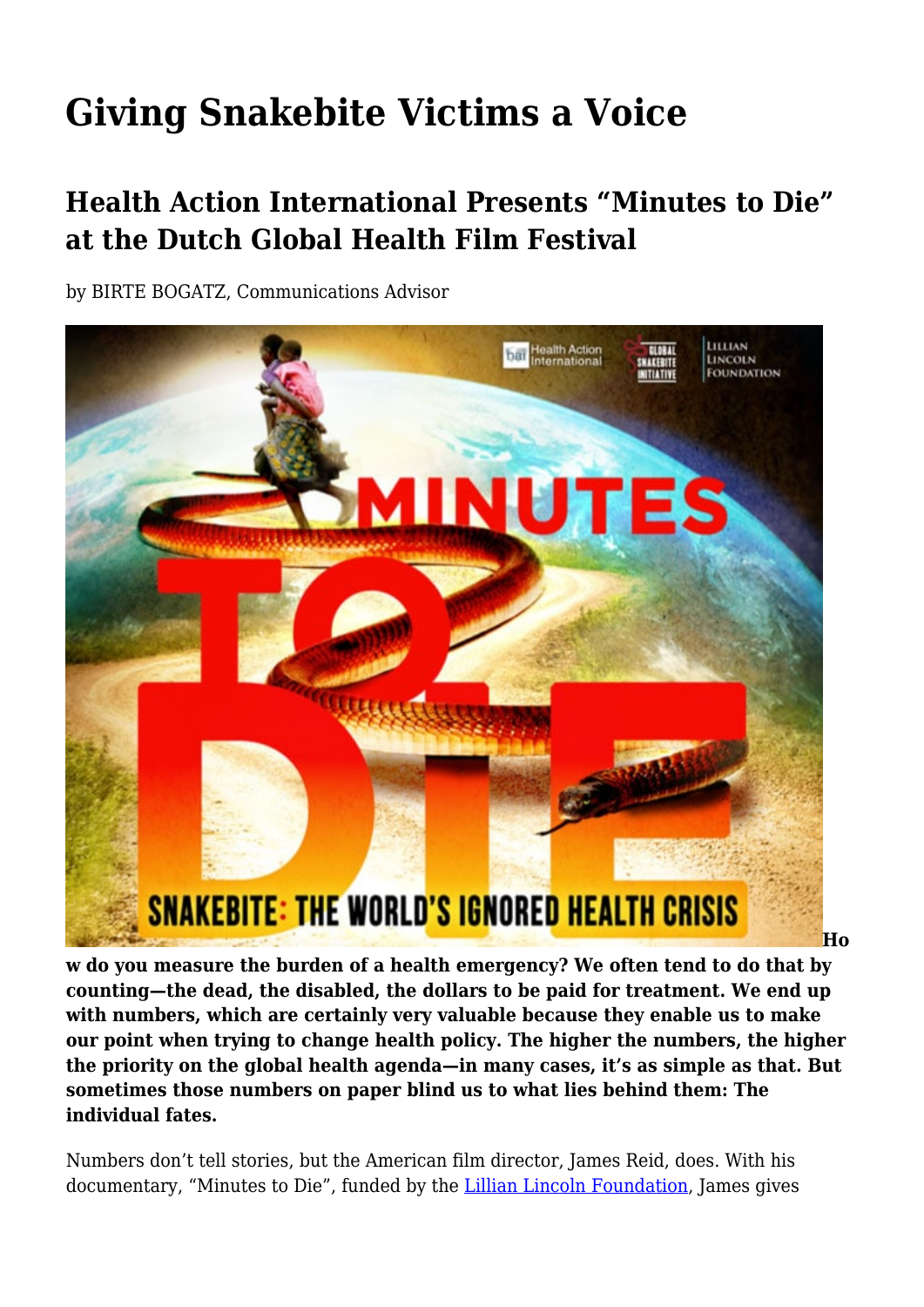# Giving Snakebite Victims a Voice

## Health Action International Presents "Minutes to Die" at the Dutch Global Health Film Festival

by BIRTE BOGATZ, Communications Advisor

**How do you measure the burden of a health emergency? We often tend to do that by counting—the dead, the disabled, the dollars to be paid for treatment. We end up with numbers, which are certainly very valuable because they enable us to make our point when trying to change health policy. The higher the numbers, the higher the priority on the global health agenda—in many cases, it's as simple as that. But sometimes those numbers on paper blind us to what lies behind them: The individual fates.**

Numbers don't tell stories, but the American film director, James Reid, does. With his documentary, "Minutes to Die", funded by the [Lillian Lincoln Foundation](), James gives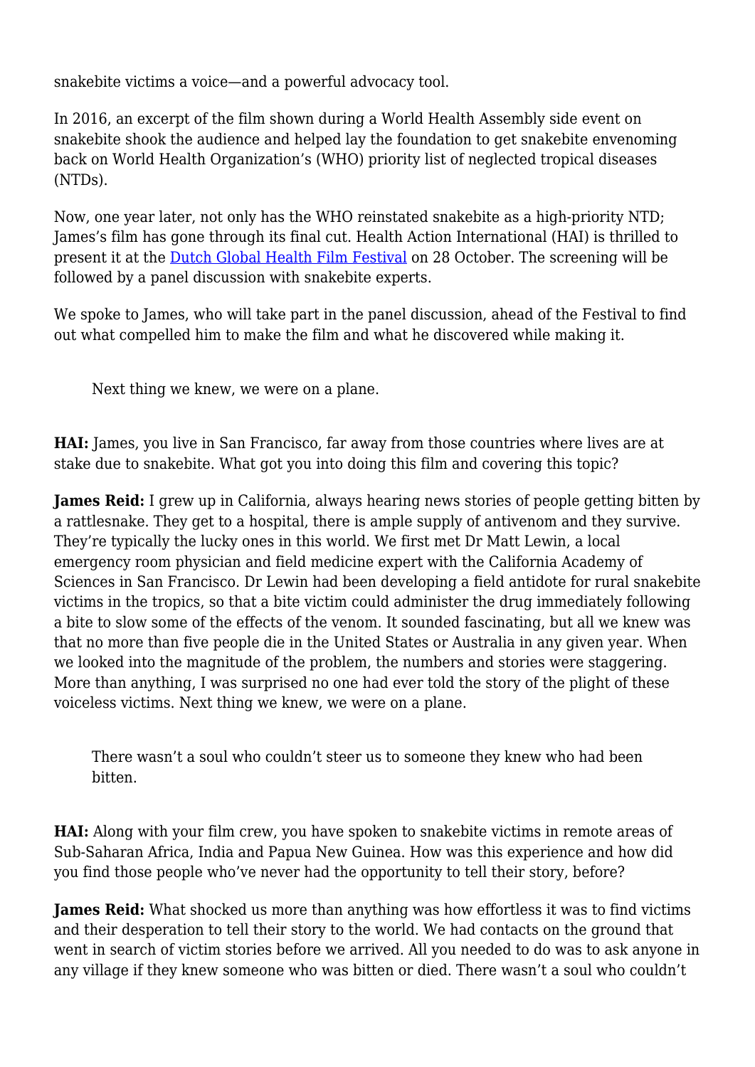snakebite victims a voice—and a powerful advocacy tool.

In 2016, an excerpt of the film shown during a World Health Assembly side event on snakebite shook the audience and helped lay the foundation to get snakebite envenoming back on World Health Organization's (WHO) priority list of neglected tropical diseases (NTDs).

Now, one year later, not only has the WHO reinstated snakebite as a high-priority NTD; James's film has gone through its final cut. Health Action International (HAI) is thrilled to present it at the [Dutch Global Health Film Festival]() on 28 October. The screening will be followed by a panel discussion with snakebite experts.

We spoke to James, who will take part in the panel discussion, ahead of the Festival to find out what compelled him to make the film and what he discovered while making it.

> Next thing we knew, we were on a plane.

**HAI:** James, you live in San Francisco, far away from those countries where lives are at stake due to snakebite. What got you into doing this film and covering this topic?

**James Reid:** I grew up in California, always hearing news stories of people getting bitten by a rattlesnake. They get to a hospital, there is ample supply of antivenom and they survive. They're typically the lucky ones in this world. We first met Dr Matt Lewin, a local emergency room physician and field medicine expert with the California Academy of Sciences in San Francisco. Dr Lewin had been developing a field antidote for rural snakebite victims in the tropics, so that a bite victim could administer the drug immediately following a bite to slow some of the effects of the venom. It sounded fascinating, but all we knew was that no more than five people die in the United States or Australia in any given year. When we looked into the magnitude of the problem, the numbers and stories were staggering. More than anything, I was surprised no one had ever told the story of the plight of these voiceless victims. Next thing we knew, we were on a plane.

> There wasn't a soul who couldn't steer us to someone they knew who had been bitten.

**HAI:** Along with your film crew, you have spoken to snakebite victims in remote areas of Sub-Saharan Africa, India and Papua New Guinea. How was this experience and how did you find those people who've never had the opportunity to tell their story, before?

**James Reid:** What shocked us more than anything was how effortless it was to find victims and their desperation to tell their story to the world. We had contacts on the ground that went in search of victim stories before we arrived. All you needed to do was to ask anyone in any village if they knew someone who was bitten or died. There wasn't a soul who couldn't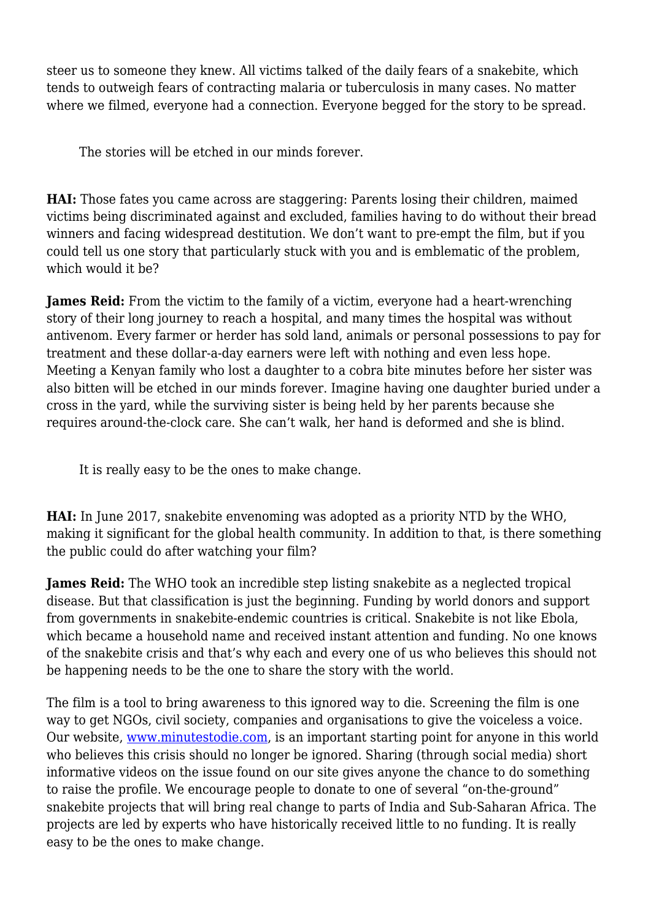steer us to someone they knew. All victims talked of the daily fears of a snakebite, which tends to outweigh fears of contracting malaria or tuberculosis in many cases. No matter where we filmed, everyone had a connection. Everyone begged for the story to be spread.

> The stories will be etched in our minds forever.

**HAI:** Those fates you came across are staggering: Parents losing their children, maimed victims being discriminated against and excluded, families having to do without their bread winners and facing widespread destitution. We don't want to pre-empt the film, but if you could tell us one story that particularly stuck with you and is emblematic of the problem, which would it be?

**James Reid:** From the victim to the family of a victim, everyone had a heart-wrenching story of their long journey to reach a hospital, and many times the hospital was without antivenom. Every farmer or herder has sold land, animals or personal possessions to pay for treatment and these dollar-a-day earners were left with nothing and even less hope. Meeting a Kenyan family who lost a daughter to a cobra bite minutes before her sister was also bitten will be etched in our minds forever. Imagine having one daughter buried under a cross in the yard, while the surviving sister is being held by her parents because she requires around-the-clock care. She can't walk, her hand is deformed and she is blind.

> It is really easy to be the ones to make change.

**HAI:** In June 2017, snakebite envenoming was adopted as a priority NTD by the WHO, making it significant for the global health community. In addition to that, is there something the public could do after watching your film?

**James Reid:** The WHO took an incredible step listing snakebite as a neglected tropical disease. But that classification is just the beginning. Funding by world donors and support from governments in snakebite-endemic countries is critical. Snakebite is not like Ebola, which became a household name and received instant attention and funding. No one knows of the snakebite crisis and that's why each and every one of us who believes this should not be happening needs to be the one to share the story with the world.

The film is a tool to bring awareness to this ignored way to die. Screening the film is one way to get NGOs, civil society, companies and organisations to give the voiceless a voice. Our website, [www.minutestodie.com](http://www.minutestodie.com), is an important starting point for anyone in this world who believes this crisis should no longer be ignored. Sharing (through social media) short informative videos on the issue found on our site gives anyone the chance to do something to raise the profile. We encourage people to donate to one of several "on-the-ground" snakebite projects that will bring real change to parts of India and Sub-Saharan Africa. The projects are led by experts who have historically received little to no funding. It is really easy to be the ones to make change.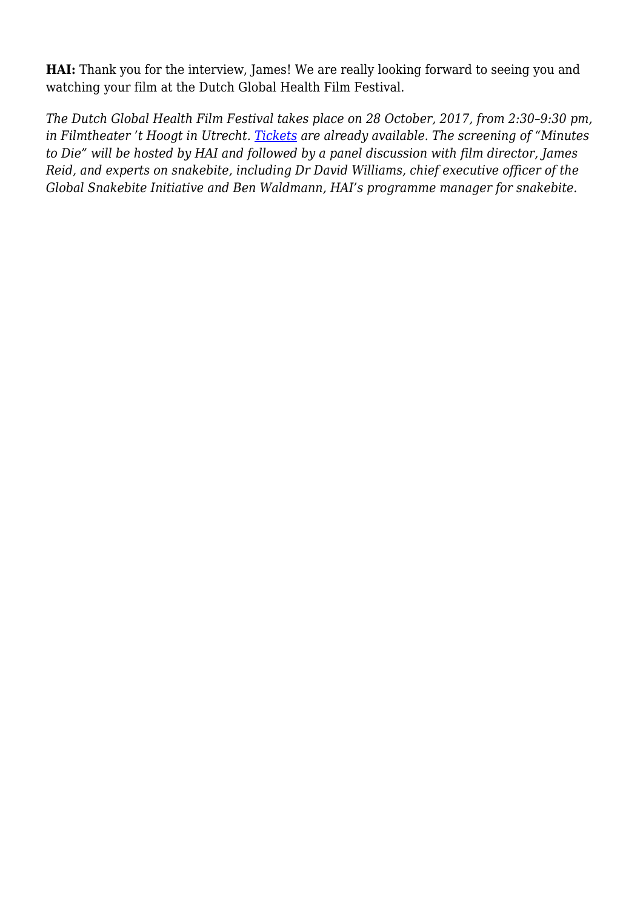**HAI:** Thank you for the interview, James! We are really looking forward to seeing you and watching your film at the Dutch Global Health Film Festival.

*The Dutch Global Health Film Festival takes place on 28 October, 2017, from 2:30–9:30 pm, in Filmtheater 't Hoogt in Utrecht. [Tickets] are already available. The screening of "Minutes to Die" will be hosted by HAI and followed by a panel discussion with film director, James Reid, and experts on snakebite, including Dr David Williams, chief executive officer of the Global Snakebite Initiative and Ben Waldmann, HAI's programme manager for snakebite.*